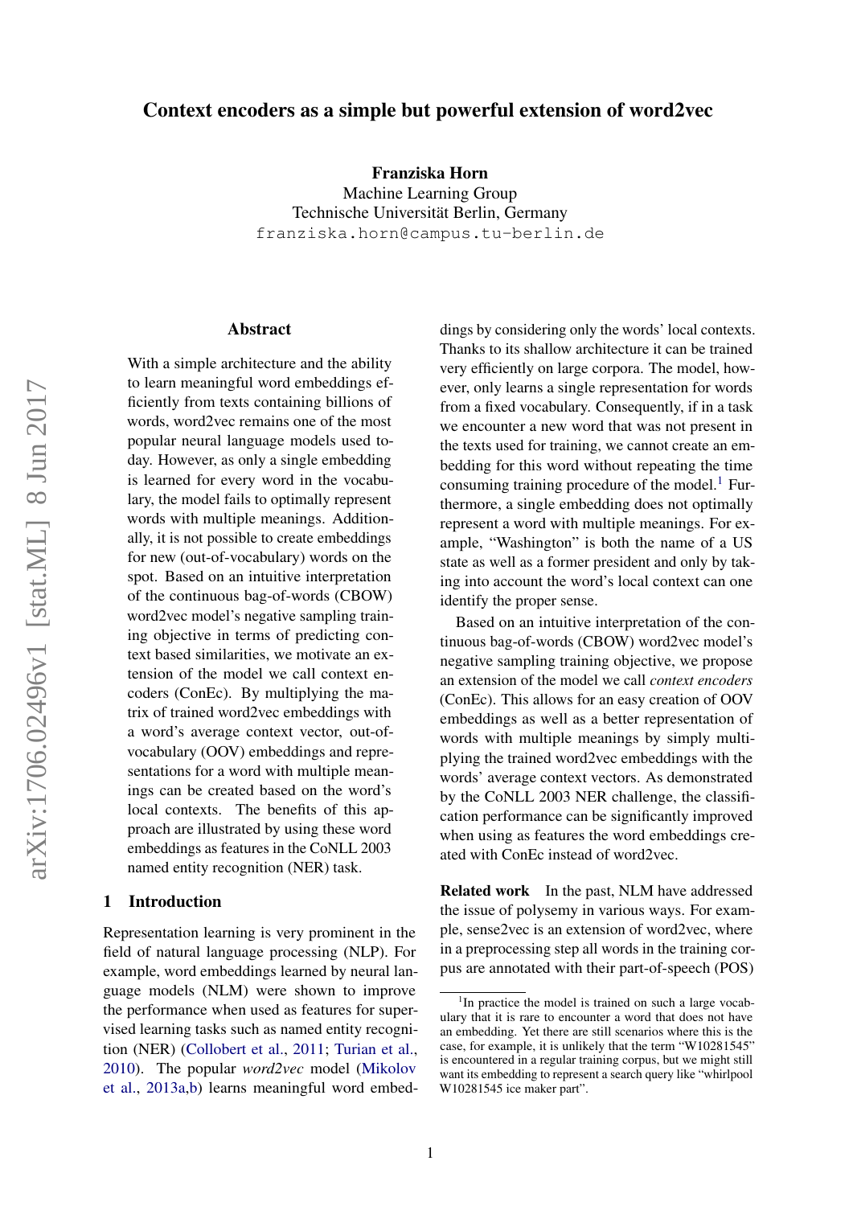# Context encoders as a simple but powerful extension of word2vec

**Franziska Horn**
Machine Learning Group
Technische Universität Berlin, Germany
franziska.horn@campus.tu-berlin.de

## Abstract

With a simple architecture and the ability to learn meaningful word embeddings efficiently from texts containing billions of words, word2vec remains one of the most popular neural language models used today. However, as only a single embedding is learned for every word in the vocabulary, the model fails to optimally represent words with multiple meanings. Additionally, it is not possible to create embeddings for new (out-of-vocabulary) words on the spot. Based on an intuitive interpretation of the continuous bag-of-words (CBOW) word2vec model's negative sampling training objective in terms of predicting context based similarities, we motivate an extension of the model we call context encoders (ConEc). By multiplying the matrix of trained word2vec embeddings with a word's average context vector, out-of-vocabulary (OOV) embeddings and representations for a word with multiple meanings can be created based on the word's local contexts. The benefits of this approach are illustrated by using these word embeddings as features in the CoNLL 2003 named entity recognition (NER) task.

## 1 Introduction

Representation learning is very prominent in the field of natural language processing (NLP). For example, word embeddings learned by neural language models (NLM) were shown to improve the performance when used as features for supervised learning tasks such as named entity recognition (NER) (Collobert et al., 2011; Turian et al., 2010). The popular *word2vec* model (Mikolov et al., 2013a,b) learns meaningful word embeddings by considering only the words' local contexts. Thanks to its shallow architecture it can be trained very efficiently on large corpora. The model, however, only learns a single representation for words from a fixed vocabulary. Consequently, if in a task we encounter a new word that was not present in the texts used for training, we cannot create an embedding for this word without repeating the time consuming training procedure of the model.[1] Furthermore, a single embedding does not optimally represent a word with multiple meanings. For example, "Washington" is both the name of a US state as well as a former president and only by taking into account the word's local context can one identify the proper sense.

Based on an intuitive interpretation of the continuous bag-of-words (CBOW) word2vec model's negative sampling training objective, we propose an extension of the model we call *context encoders* (ConEc). This allows for an easy creation of OOV embeddings as well as a better representation of words with multiple meanings by simply multiplying the trained word2vec embeddings with the words' average context vectors. As demonstrated by the CoNLL 2003 NER challenge, the classification performance can be significantly improved when using as features the word embeddings created with ConEc instead of word2vec.

**Related work** In the past, NLM have addressed the issue of polysemy in various ways. For example, sense2vec is an extension of word2vec, where in a preprocessing step all words in the training corpus are annotated with their part-of-speech (POS)

[1] In practice the model is trained on such a large vocabulary that it is rare to encounter a word that does not have an embedding. Yet there are still scenarios where this is the case, for example, it is unlikely that the term "W10281545" is encountered in a regular training corpus, but we might still want its embedding to represent a search query like "whirlpool W10281545 ice maker part".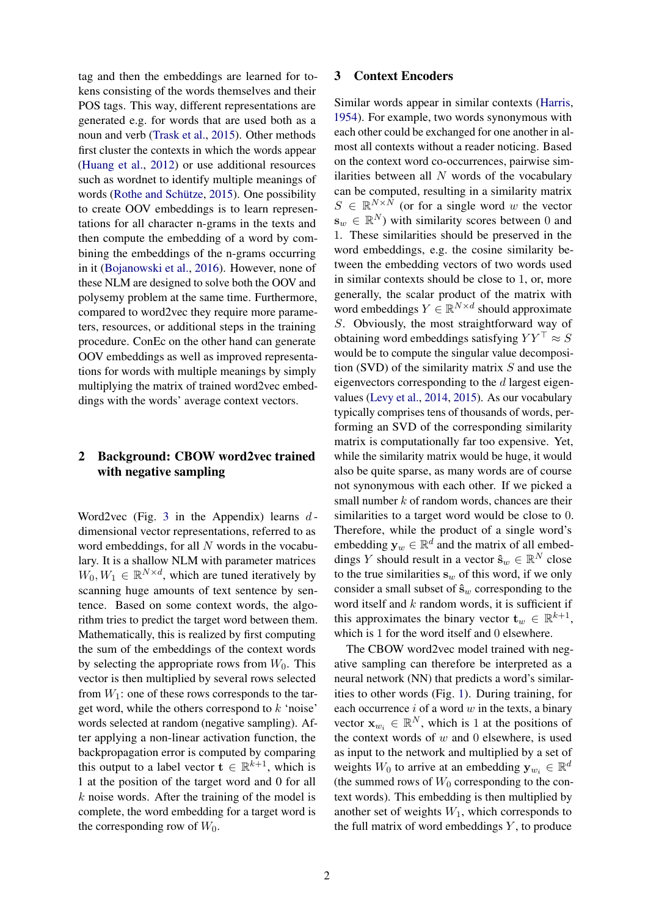tag and then the embeddings are learned for tokens consisting of the words themselves and their POS tags. This way, different representations are generated e.g. for words that are used both as a noun and verb (Trask et al., 2015). Other methods first cluster the contexts in which the words appear (Huang et al., 2012) or use additional resources such as wordnet to identify multiple meanings of words (Rothe and Schütze, 2015). One possibility to create OOV embeddings is to learn representations for all character n-grams in the texts and then compute the embedding of a word by combining the embeddings of the n-grams occurring in it (Bojanowski et al., 2016). However, none of these NLM are designed to solve both the OOV and polysemy problem at the same time. Furthermore, compared to word2vec they require more parameters, resources, or additional steps in the training procedure. ConEc on the other hand can generate OOV embeddings as well as improved representations for words with multiple meanings by simply multiplying the matrix of trained word2vec embeddings with the words' average context vectors.

## 2 Background: CBOW word2vec trained with negative sampling

Word2vec (Fig. 3 in the Appendix) learns $d$-dimensional vector representations, referred to as word embeddings, for all $N$ words in the vocabulary. It is a shallow NLM with parameter matrices $W_0, W_1 \in \mathbb{R}^{N \times d}$, which are tuned iteratively by scanning huge amounts of text sentence by sentence. Based on some context words, the algorithm tries to predict the target word between them. Mathematically, this is realized by first computing the sum of the embeddings of the context words by selecting the appropriate rows from $W_0$. This vector is then multiplied by several rows selected from $W_1$: one of these rows corresponds to the target word, while the others correspond to $k$ 'noise' words selected at random (negative sampling). After applying a non-linear activation function, the backpropagation error is computed by comparing this output to a label vector $\mathbf{t} \in \mathbb{R}^{k+1}$, which is 1 at the position of the target word and 0 for all $k$ noise words. After the training of the model is complete, the word embedding for a target word is the corresponding row of $W_0$.

## 3 Context Encoders

Similar words appear in similar contexts (Harris, 1954). For example, two words synonymous with each other could be exchanged for one another in almost all contexts without a reader noticing. Based on the context word co-occurrences, pairwise similarities between all $N$ words of the vocabulary can be computed, resulting in a similarity matrix $S \in \mathbb{R}^{N \times N}$ (or for a single word $w$ the vector $\mathbf{s}_w \in \mathbb{R}^N$) with similarity scores between 0 and 1. These similarities should be preserved in the word embeddings, e.g. the cosine similarity between the embedding vectors of two words used in similar contexts should be close to 1, or, more generally, the scalar product of the matrix with word embeddings $Y \in \mathbb{R}^{N \times d}$ should approximate $S$. Obviously, the most straightforward way of obtaining word embeddings satisfying $YY^\top \approx S$ would be to compute the singular value decomposition (SVD) of the similarity matrix $S$ and use the eigenvectors corresponding to the $d$ largest eigenvalues (Levy et al., 2014, 2015). As our vocabulary typically comprises tens of thousands of words, performing an SVD of the corresponding similarity matrix is computationally far too expensive. Yet, while the similarity matrix would be huge, it would also be quite sparse, as many words are of course not synonymous with each other. If we picked a small number $k$ of random words, chances are their similarities to a target word would be close to 0. Therefore, while the product of a single word's embedding $\mathbf{y}_w \in \mathbb{R}^d$ and the matrix of all embeddings $Y$ should result in a vector $\hat{\mathbf{s}}_w \in \mathbb{R}^N$ close to the true similarities $\mathbf{s}_w$ of this word, if we only consider a small subset of $\hat{\mathbf{s}}_w$ corresponding to the word itself and $k$ random words, it is sufficient if this approximates the binary vector $\mathbf{t}_w \in \mathbb{R}^{k+1}$, which is 1 for the word itself and 0 elsewhere.

The CBOW word2vec model trained with negative sampling can therefore be interpreted as a neural network (NN) that predicts a word's similarities to other words (Fig. 1). During training, for each occurrence $i$ of a word $w$ in the texts, a binary vector $\mathbf{x}_{w_i} \in \mathbb{R}^N$, which is 1 at the positions of the context words of $w$ and 0 elsewhere, is used as input to the network and multiplied by a set of weights $W_0$ to arrive at an embedding $\mathbf{y}_{w_i} \in \mathbb{R}^d$ (the summed rows of $W_0$ corresponding to the context words). This embedding is then multiplied by another set of weights $W_1$, which corresponds to the full matrix of word embeddings $Y$, to produce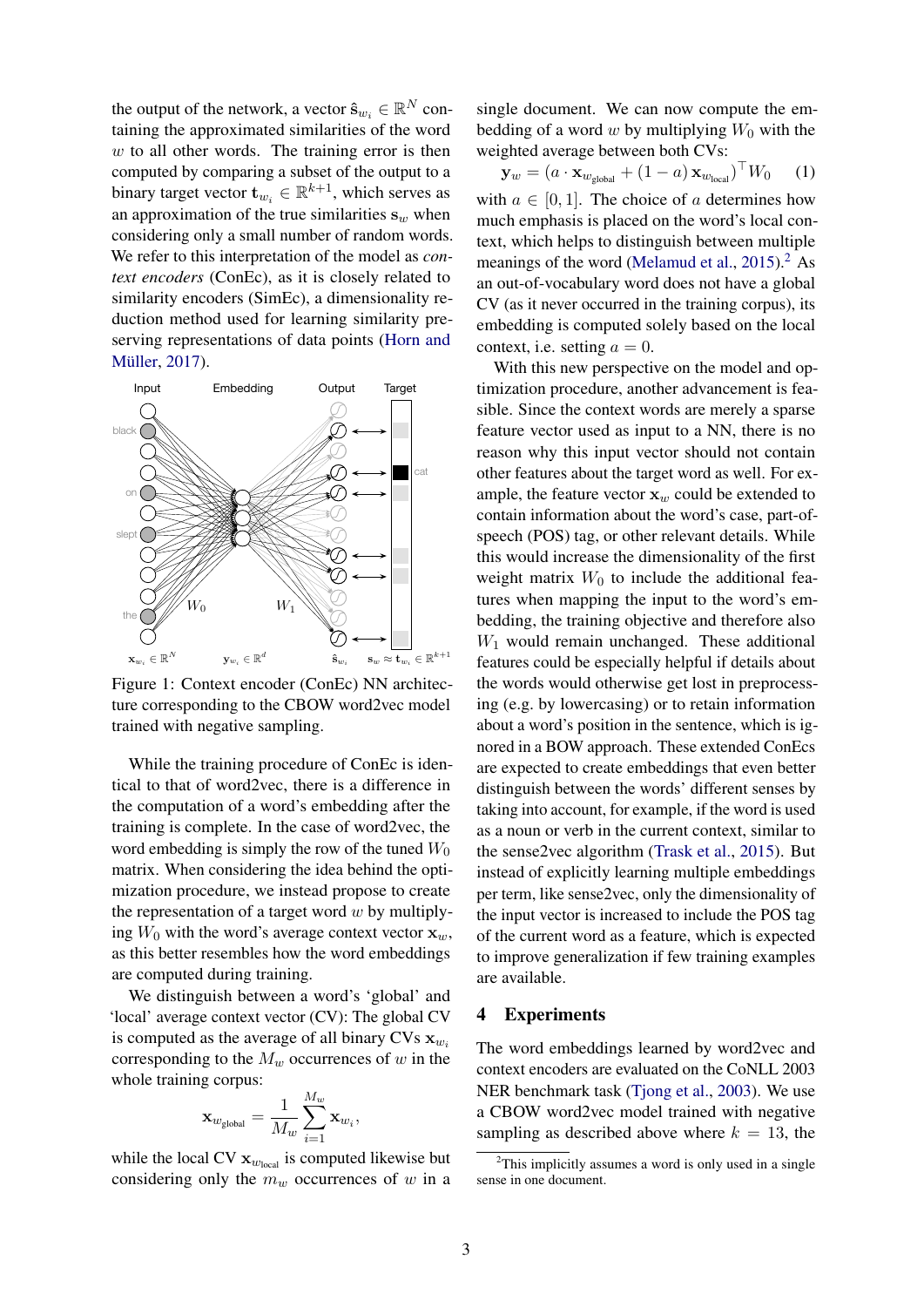the output of the network, a vector $\hat{\mathbf{s}}_{w_i} \in \mathbb{R}^N$ containing the approximated similarities of the word $w$ to all other words. The training error is then computed by comparing a subset of the output to a binary target vector $\mathbf{t}_{w_i} \in \mathbb{R}^{k+1}$, which serves as an approximation of the true similarities $\mathbf{s}_w$ when considering only a small number of random words. We refer to this interpretation of the model as *context encoders* (ConEc), as it is closely related to similarity encoders (SimEc), a dimensionality reduction method used for learning similarity preserving representations of data points (Horn and Müller, 2017).

Figure 1: Context encoder (ConEc) NN architecture corresponding to the CBOW word2vec model trained with negative sampling.

While the training procedure of ConEc is identical to that of word2vec, there is a difference in the computation of a word's embedding after the training is complete. In the case of word2vec, the word embedding is simply the row of the tuned $W_0$ matrix. When considering the idea behind the optimization procedure, we instead propose to create the representation of a target word $w$ by multiplying $W_0$ with the word's average context vector $\mathbf{x}_w$, as this better resembles how the word embeddings are computed during training.

We distinguish between a word's 'global' and 'local' average context vector (CV): The global CV is computed as the average of all binary CVs $\mathbf{x}_{w_i}$ corresponding to the $M_w$ occurrences of $w$ in the whole training corpus:

$$\mathbf{x}_{w_{\text{global}}} = \frac{1}{M_w} \sum_{i=1}^{M_w} \mathbf{x}_{w_i},$$

while the local CV $\mathbf{x}_{w_{\text{local}}}$ is computed likewise but considering only the $m_w$ occurrences of $w$ in a single document. We can now compute the embedding of a word $w$ by multiplying $W_0$ with the weighted average between both CVs:

$$\mathbf{y}_w = (a \cdot \mathbf{x}_{w_{\text{global}}} + (1-a)\, \mathbf{x}_{w_{\text{local}}})^\top W_0 \qquad (1)$$

with $a \in [0, 1]$. The choice of $a$ determines how much emphasis is placed on the word's local context, which helps to distinguish between multiple meanings of the word (Melamud et al., 2015).[2] As an out-of-vocabulary word does not have a global CV (as it never occurred in the training corpus), its embedding is computed solely based on the local context, i.e. setting $a = 0$.

With this new perspective on the model and optimization procedure, another advancement is feasible. Since the context words are merely a sparse feature vector used as input to a NN, there is no reason why this input vector should not contain other features about the target word as well. For example, the feature vector $\mathbf{x}_w$ could be extended to contain information about the word's case, part-of-speech (POS) tag, or other relevant details. While this would increase the dimensionality of the first weight matrix $W_0$ to include the additional features when mapping the input to the word's embedding, the training objective and therefore also $W_1$ would remain unchanged. These additional features could be especially helpful if details about the words would otherwise get lost in preprocessing (e.g. by lowercasing) or to retain information about a word's position in the sentence, which is ignored in a BOW approach. These extended ConEcs are expected to create embeddings that even better distinguish between the words' different senses by taking into account, for example, if the word is used as a noun or verb in the current context, similar to the sense2vec algorithm (Trask et al., 2015). But instead of explicitly learning multiple embeddings per term, like sense2vec, only the dimensionality of the input vector is increased to include the POS tag of the current word as a feature, which is expected to improve generalization if few training examples are available.

## 4 Experiments

The word embeddings learned by word2vec and context encoders are evaluated on the CoNLL 2003 NER benchmark task (Tjong et al., 2003). We use a CBOW word2vec model trained with negative sampling as described above where $k = 13$, the

[2] This implicitly assumes a word is only used in a single sense in one document.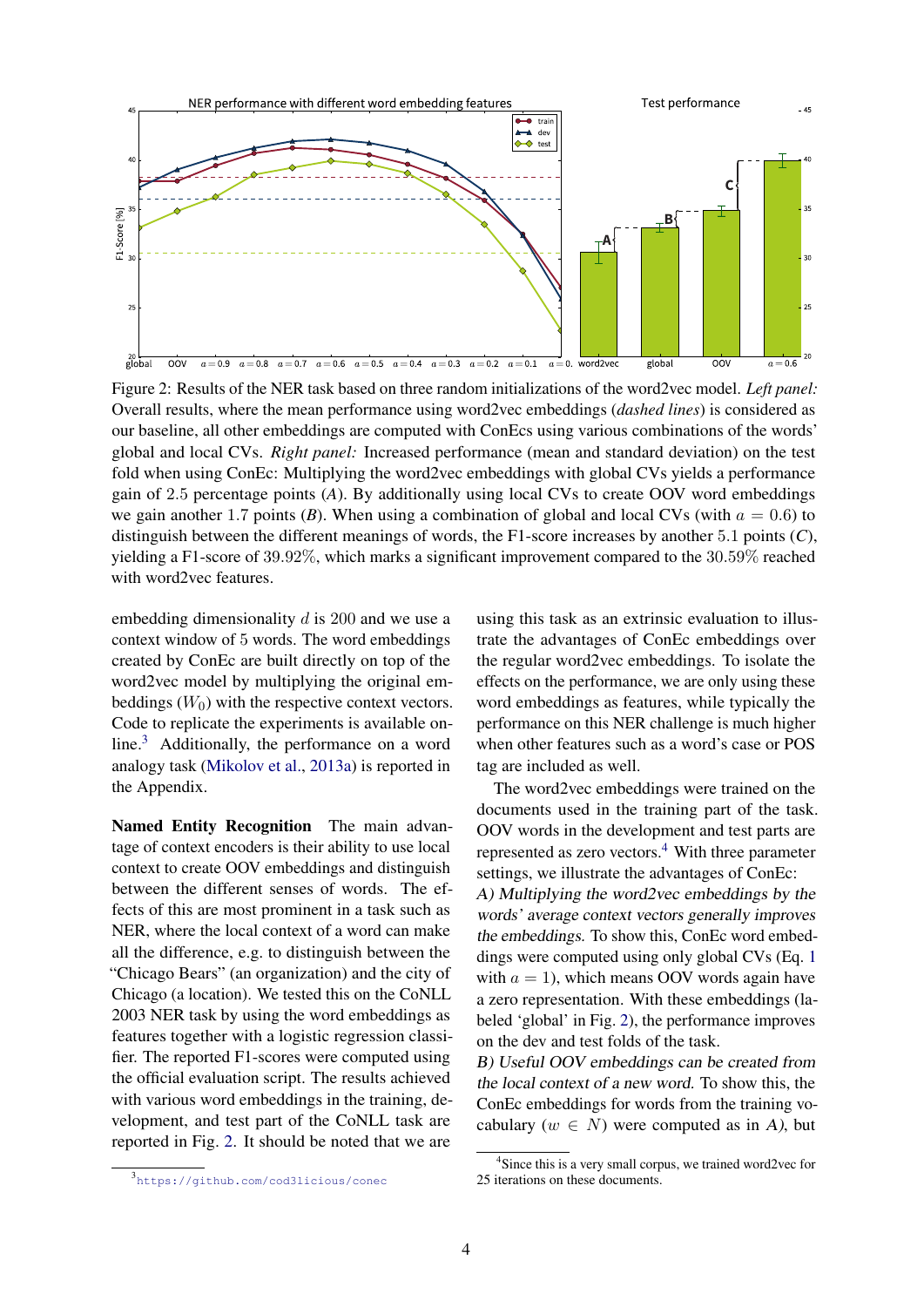Figure 2: Results of the NER task based on three random initializations of the word2vec model. *Left panel:* Overall results, where the mean performance using word2vec embeddings (*dashed lines*) is considered as our baseline, all other embeddings are computed with ConEcs using various combinations of the words' global and local CVs. *Right panel:* Increased performance (mean and standard deviation) on the test fold when using ConEc: Multiplying the word2vec embeddings with global CVs yields a performance gain of 2.5 percentage points (*A*). By additionally using local CVs to create OOV word embeddings we gain another 1.7 points (*B*). When using a combination of global and local CVs (with $a = 0.6$) to distinguish between the different meanings of words, the F1-score increases by another 5.1 points (*C*), yielding a F1-score of 39.92%, which marks a significant improvement compared to the 30.59% reached with word2vec features.

embedding dimensionality $d$ is 200 and we use a context window of 5 words. The word embeddings created by ConEc are built directly on top of the word2vec model by multiplying the original embeddings ($W_0$) with the respective context vectors. Code to replicate the experiments is available online.[3] Additionally, the performance on a word analogy task (Mikolov et al., 2013a) is reported in the Appendix.

**Named Entity Recognition** The main advantage of context encoders is their ability to use local context to create OOV embeddings and distinguish between the different senses of words. The effects of this are most prominent in a task such as NER, where the local context of a word can make all the difference, e.g. to distinguish between the "Chicago Bears" (an organization) and the city of Chicago (a location). We tested this on the CoNLL 2003 NER task by using the word embeddings as features together with a logistic regression classifier. The reported F1-scores were computed using the official evaluation script. The results achieved with various word embeddings in the training, development, and test part of the CoNLL task are reported in Fig. 2. It should be noted that we are using this task as an extrinsic evaluation to illustrate the advantages of ConEc embeddings over the regular word2vec embeddings. To isolate the effects on the performance, we are only using these word embeddings as features, while typically the performance on this NER challenge is much higher when other features such as a word's case or POS tag are included as well.

The word2vec embeddings were trained on the documents used in the training part of the task. OOV words in the development and test parts are represented as zero vectors.[4] With three parameter settings, we illustrate the advantages of ConEc:

*A) Multiplying the word2vec embeddings by the words' average context vectors generally improves the embeddings.* To show this, ConEc word embeddings were computed using only global CVs (Eq. 1 with $a = 1$), which means OOV words again have a zero representation. With these embeddings (labeled 'global' in Fig. 2), the performance improves on the dev and test folds of the task.

*B) Useful OOV embeddings can be created from the local context of a new word.* To show this, the ConEc embeddings for words from the training vocabulary ($w \in N$) were computed as in *A)*, but

[3] https://github.com/cod3licious/conec

[4] Since this is a very small corpus, we trained word2vec for 25 iterations on these documents.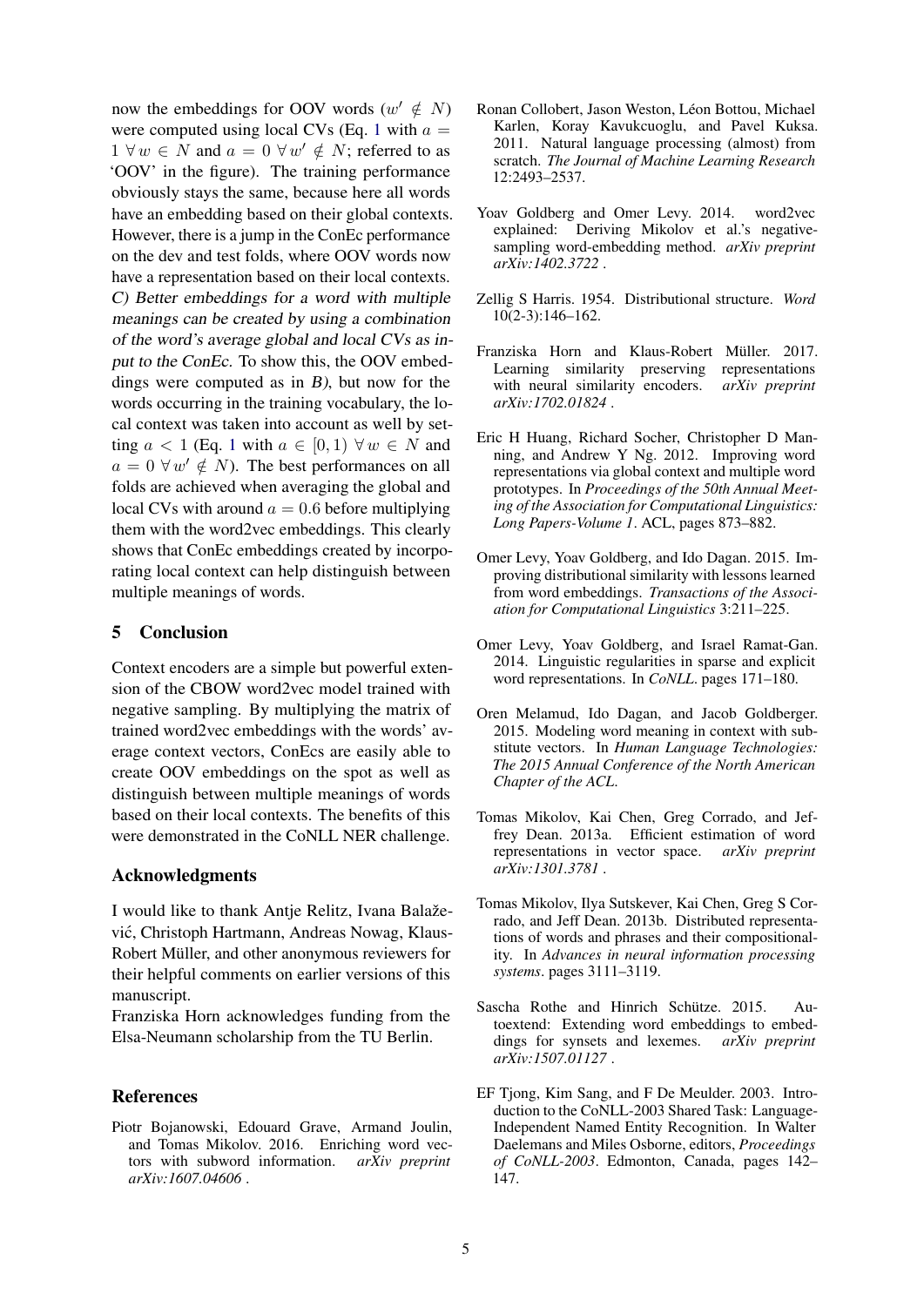now the embeddings for OOV words ($w' \notin N$) were computed using local CVs (Eq. 1 with $a = 1 \; \forall\, w \in N$ and $a = 0 \; \forall\, w' \notin N$; referred to as 'OOV' in the figure). The training performance obviously stays the same, because here all words have an embedding based on their global contexts. However, there is a jump in the ConEc performance on the dev and test folds, where OOV words now have a representation based on their local contexts. *C) Better embeddings for a word with multiple meanings can be created by using a combination of the word's average global and local CVs as input to the ConEc.* To show this, the OOV embeddings were computed as in *B)*, but now for the words occurring in the training vocabulary, the local context was taken into account as well by setting $a < 1$ (Eq. 1 with $a \in [0, 1) \; \forall\, w \in N$ and $a = 0 \; \forall\, w' \notin N$). The best performances on all folds are achieved when averaging the global and local CVs with around $a = 0.6$ before multiplying them with the word2vec embeddings. This clearly shows that ConEc embeddings created by incorporating local context can help distinguish between multiple meanings of words.

## 5 Conclusion

Context encoders are a simple but powerful extension of the CBOW word2vec model trained with negative sampling. By multiplying the matrix of trained word2vec embeddings with the words' average context vectors, ConEcs are easily able to create OOV embeddings on the spot as well as distinguish between multiple meanings of words based on their local contexts. The benefits of this were demonstrated in the CoNLL NER challenge.

## Acknowledgments

I would like to thank Antje Relitz, Ivana Balažević, Christoph Hartmann, Andreas Nowag, Klaus-Robert Müller, and other anonymous reviewers for their helpful comments on earlier versions of this manuscript.
Franziska Horn acknowledges funding from the Elsa-Neumann scholarship from the TU Berlin.

## References

Piotr Bojanowski, Edouard Grave, Armand Joulin, and Tomas Mikolov. 2016. Enriching word vectors with subword information. *arXiv preprint arXiv:1607.04606* .

Ronan Collobert, Jason Weston, Léon Bottou, Michael Karlen, Koray Kavukcuoglu, and Pavel Kuksa. 2011. Natural language processing (almost) from scratch. *The Journal of Machine Learning Research* 12:2493–2537.

Yoav Goldberg and Omer Levy. 2014. word2vec explained: Deriving Mikolov et al.'s negative-sampling word-embedding method. *arXiv preprint arXiv:1402.3722* .

Zellig S Harris. 1954. Distributional structure. *Word* 10(2-3):146–162.

Franziska Horn and Klaus-Robert Müller. 2017. Learning similarity preserving representations with neural similarity encoders. *arXiv preprint arXiv:1702.01824* .

Eric H Huang, Richard Socher, Christopher D Manning, and Andrew Y Ng. 2012. Improving word representations via global context and multiple word prototypes. In *Proceedings of the 50th Annual Meeting of the Association for Computational Linguistics: Long Papers-Volume 1*. ACL, pages 873–882.

Omer Levy, Yoav Goldberg, and Ido Dagan. 2015. Improving distributional similarity with lessons learned from word embeddings. *Transactions of the Association for Computational Linguistics* 3:211–225.

Omer Levy, Yoav Goldberg, and Israel Ramat-Gan. 2014. Linguistic regularities in sparse and explicit word representations. In *CoNLL*. pages 171–180.

Oren Melamud, Ido Dagan, and Jacob Goldberger. 2015. Modeling word meaning in context with substitute vectors. In *Human Language Technologies: The 2015 Annual Conference of the North American Chapter of the ACL*.

Tomas Mikolov, Kai Chen, Greg Corrado, and Jeffrey Dean. 2013a. Efficient estimation of word representations in vector space. *arXiv preprint arXiv:1301.3781* .

Tomas Mikolov, Ilya Sutskever, Kai Chen, Greg S Corrado, and Jeff Dean. 2013b. Distributed representations of words and phrases and their compositionality. In *Advances in neural information processing systems*. pages 3111–3119.

Sascha Rothe and Hinrich Schütze. 2015. Autoextend: Extending word embeddings to embeddings for synsets and lexemes. *arXiv preprint arXiv:1507.01127* .

EF Tjong, Kim Sang, and F De Meulder. 2003. Introduction to the CoNLL-2003 Shared Task: Language-Independent Named Entity Recognition. In Walter Daelemans and Miles Osborne, editors, *Proceedings of CoNLL-2003*. Edmonton, Canada, pages 142–147.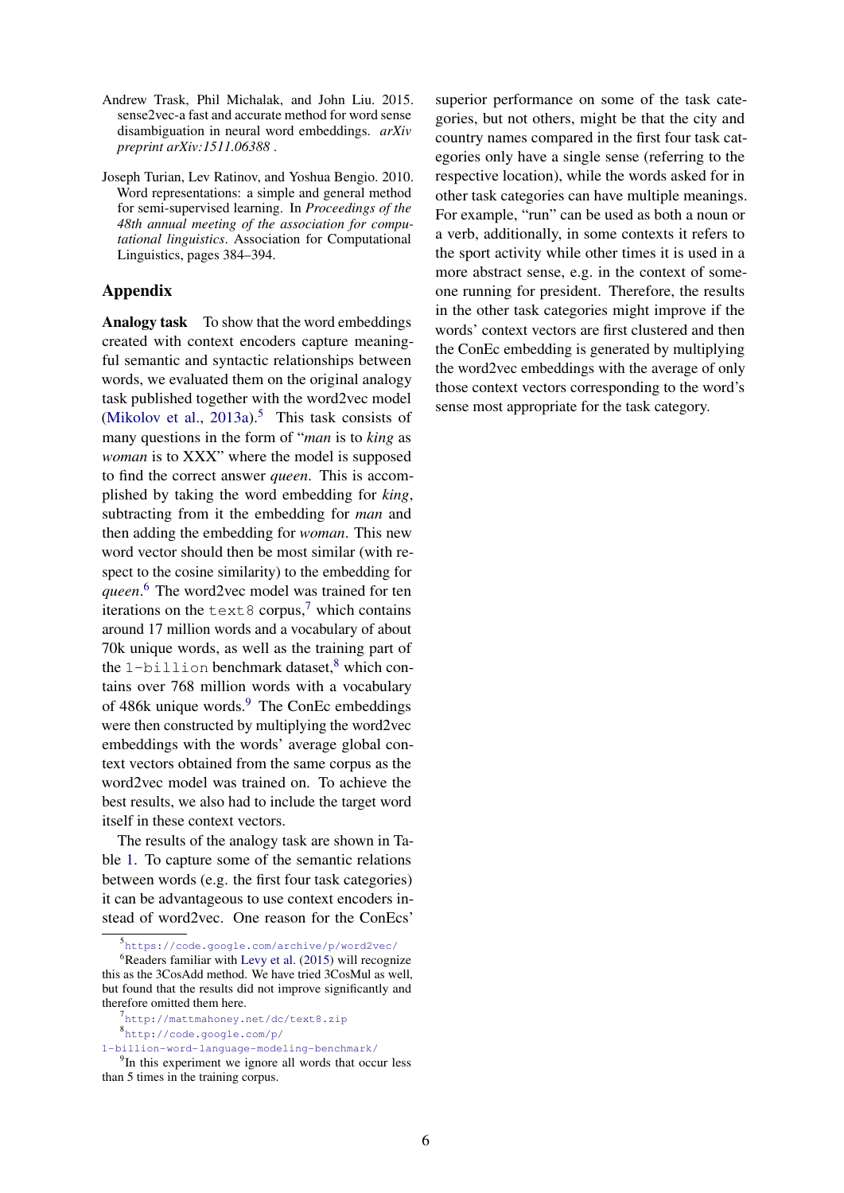Andrew Trask, Phil Michalak, and John Liu. 2015. sense2vec-a fast and accurate method for word sense disambiguation in neural word embeddings. *arXiv preprint arXiv:1511.06388* .

Joseph Turian, Lev Ratinov, and Yoshua Bengio. 2010. Word representations: a simple and general method for semi-supervised learning. In *Proceedings of the 48th annual meeting of the association for computational linguistics*. Association for Computational Linguistics, pages 384–394.

## Appendix

**Analogy task** To show that the word embeddings created with context encoders capture meaningful semantic and syntactic relationships between words, we evaluated them on the original analogy task published together with the word2vec model (Mikolov et al., 2013a).[5] This task consists of many questions in the form of "*man* is to *king* as *woman* is to XXX" where the model is supposed to find the correct answer *queen*. This is accomplished by taking the word embedding for *king*, subtracting from it the embedding for *man* and then adding the embedding for *woman*. This new word vector should then be most similar (with respect to the cosine similarity) to the embedding for *queen*.[6] The word2vec model was trained for ten iterations on the `text8` corpus,[7] which contains around 17 million words and a vocabulary of about 70k unique words, as well as the training part of the `1-billion` benchmark dataset,[8] which contains over 768 million words with a vocabulary of 486k unique words.[9] The ConEc embeddings were then constructed by multiplying the word2vec embeddings with the words' average global context vectors obtained from the same corpus as the word2vec model was trained on. To achieve the best results, we also had to include the target word itself in these context vectors.

The results of the analogy task are shown in Table 1. To capture some of the semantic relations between words (e.g. the first four task categories) it can be advantageous to use context encoders instead of word2vec. One reason for the ConEcs' superior performance on some of the task categories, but not others, might be that the city and country names compared in the first four task categories only have a single sense (referring to the respective location), while the words asked for in other task categories can have multiple meanings. For example, "run" can be used as both a noun or a verb, additionally, in some contexts it refers to the sport activity while other times it is used in a more abstract sense, e.g. in the context of someone running for president. Therefore, the results in the other task categories might improve if the words' context vectors are first clustered and then the ConEc embedding is generated by multiplying the word2vec embeddings with the average of only those context vectors corresponding to the word's sense most appropriate for the task category.

---

[5] `https://code.google.com/archive/p/word2vec/`

[6] Readers familiar with Levy et al. (2015) will recognize this as the 3CosAdd method. We have tried 3CosMul as well, but found that the results did not improve significantly and therefore omitted them here.

[7] `http://mattmahoney.net/dc/text8.zip`

[8] `http://code.google.com/p/1-billion-word-language-modeling-benchmark/`

[9] In this experiment we ignore all words that occur less than 5 times in the training corpus.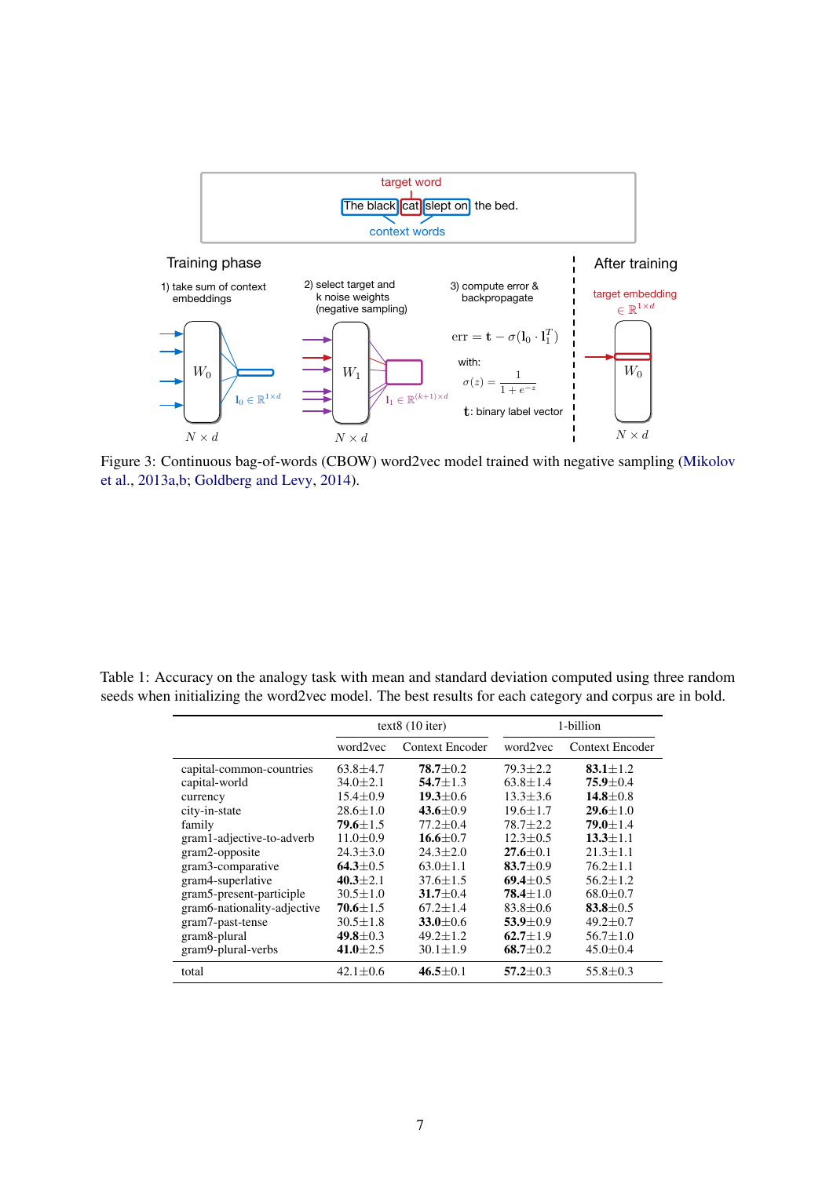target word

The black cat slept on the bed.

context words

Training phase

1) take sum of context embeddings

2) select target and k noise weights (negative sampling)

3) compute error & backpropagate

$\text{err} = \mathbf{t} - \sigma(\mathrm{l}_0 \cdot \mathrm{l}_1^T)$

with:

$\sigma(z) = \frac{1}{1+e^{-z}}$

$\mathbf{t}$: binary label vector

$W_0$

$\mathrm{l}_0 \in \mathbb{R}^{1\times d}$

$N \times d$

$W_1$

$\mathrm{l}_1 \in \mathbb{R}^{(k+1)\times d}$

$N \times d$

After training

target embedding $\in \mathbb{R}^{1\times d}$

$W_0$

$N \times d$

Figure 3: Continuous bag-of-words (CBOW) word2vec model trained with negative sampling (Mikolov et al., 2013a,b; Goldberg and Levy, 2014).

Table 1: Accuracy on the analogy task with mean and standard deviation computed using three random seeds when initializing the word2vec model. The best results for each category and corpus are in bold.

| | text8 (10 iter) | | 1-billion | |
|---|---|---|---|---|
| | word2vec | Context Encoder | word2vec | Context Encoder |
| capital-common-countries | 63.8±4.7 | **78.7**±0.2 | 79.3±2.2 | **83.1**±1.2 |
| capital-world | 34.0±2.1 | **54.7**±1.3 | 63.8±1.4 | **75.9**±0.4 |
| currency | 15.4±0.9 | **19.3**±0.6 | 13.3±3.6 | **14.8**±0.8 |
| city-in-state | 28.6±1.0 | **43.6**±0.9 | 19.6±1.7 | **29.6**±1.0 |
| family | **79.6**±1.5 | 77.2±0.4 | 78.7±2.2 | **79.0**±1.4 |
| gram1-adjective-to-adverb | 11.0±0.9 | **16.6**±0.7 | 12.3±0.5 | **13.3**±1.1 |
| gram2-opposite | 24.3±3.0 | 24.3±2.0 | **27.6**±0.1 | 21.3±1.1 |
| gram3-comparative | **64.3**±0.5 | 63.0±1.1 | **83.7**±0.9 | 76.2±1.1 |
| gram4-superlative | **40.3**±2.1 | 37.6±1.5 | **69.4**±0.5 | 56.2±1.2 |
| gram5-present-participle | 30.5±1.0 | **31.7**±0.4 | **78.4**±1.0 | 68.0±0.7 |
| gram6-nationality-adjective | **70.6**±1.5 | 67.2±1.4 | 83.8±0.6 | **83.8**±0.5 |
| gram7-past-tense | 30.5±1.8 | **33.0**±0.6 | **53.9**±0.9 | 49.2±0.7 |
| gram8-plural | **49.8**±0.3 | 49.2±1.2 | **62.7**±1.9 | 56.7±1.0 |
| gram9-plural-verbs | **41.0**±2.5 | 30.1±1.9 | **68.7**±0.2 | 45.0±0.4 |
| total | 42.1±0.6 | **46.5**±0.1 | **57.2**±0.3 | 55.8±0.3 |